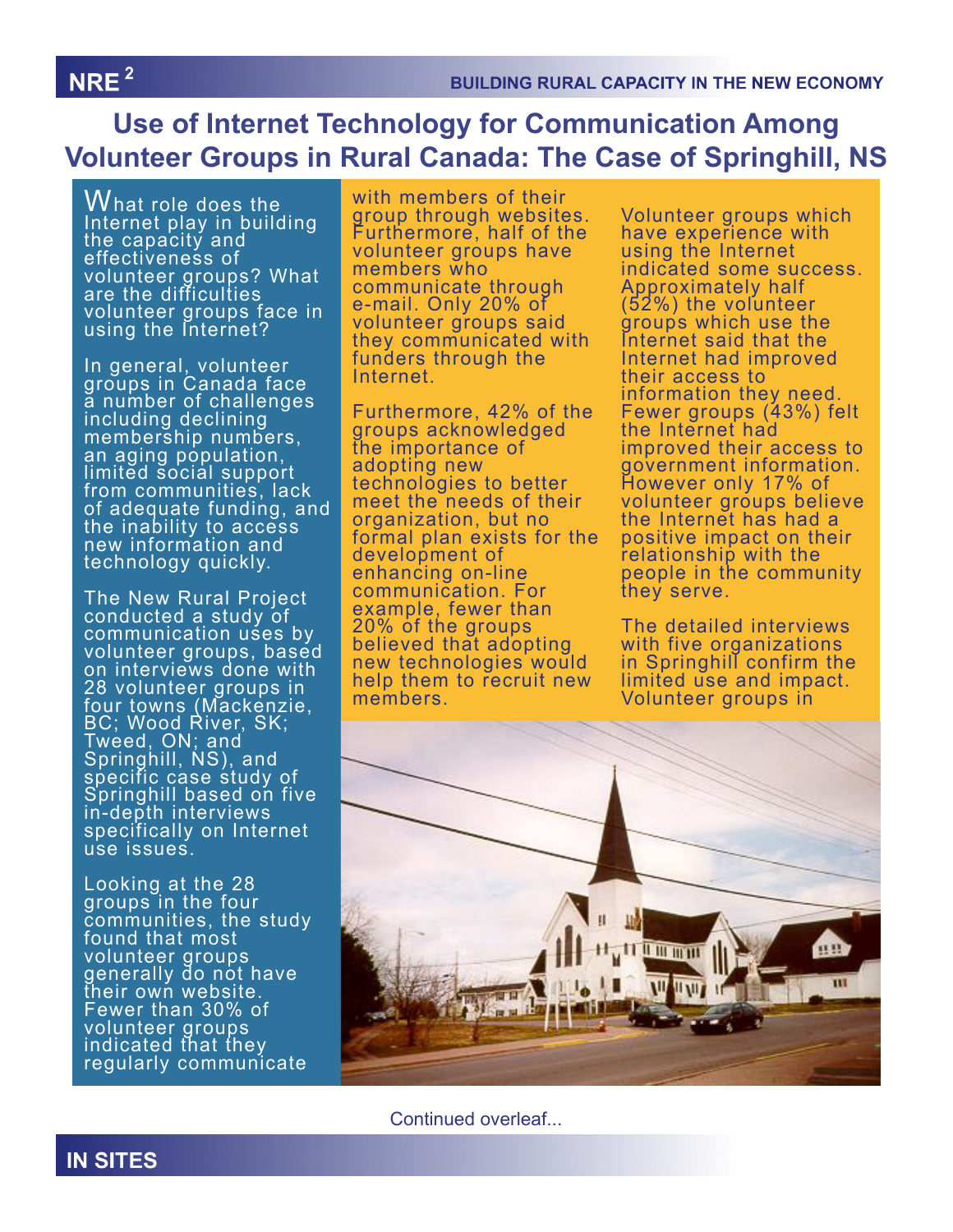# Use of Internet Technology for Communication Among Volunteer Groups in Rural Canada: The Case of Springhill, NS

What role does the Internet play in building the capacity and effectiveness of volunteer groups? What are the difficulties volunteer groups face in using the Internet?

In general, volunteer groups in Canada face a number of challenges including declining membership numbers, an aging population, limited social support from communities, lack of adequate funding, and the inability to access new information and technology quickly.

The New Rural Project conducted a study of communication uses by volunteer groups, based on interviews done with 28 volunteer groups in four towns (Mackenzie, BC; Wood River, SK; Tweed, ON; and Springhill, NS), and specific case study of Springhill based on five in-depth interviews specifically on Internet use issues.

Looking at the 28 groups in the four communities, the study found that most volunteer groups generally do not have their own website. Fewer than 30% of volunteer groups indicated that they regularly communicate with members of their group through websites. Furthermore, half of the volunteer groups have members who communicate through e-mail. Only 20% of volunteer groups said they communicated with funders through the Internet.

Furthermore, 42% of the groups acknowledged the importance of adopting new technologies to better meet the needs of their organization, but no formal plan exists for the development of enhancing on-line communication. For example, fewer than 20% of the groups believed that adopting new technologies would help them to recruit new members.

Volunteer groups which have experience with using the Internet indicated some success. Approximately half (52%) the volunteer groups which use the Internet said that the Internet had improved their access to information they need. Fewer groups (43%) felt the Internet had improved their access to government information. However only 17% of volunteer groups believe the Internet has had a positive impact on their relationship with the people in the community they serve.

The detailed interviews with five organizations in Springhill confirm the limited use and impact. Volunteer groups in

Continued overleaf...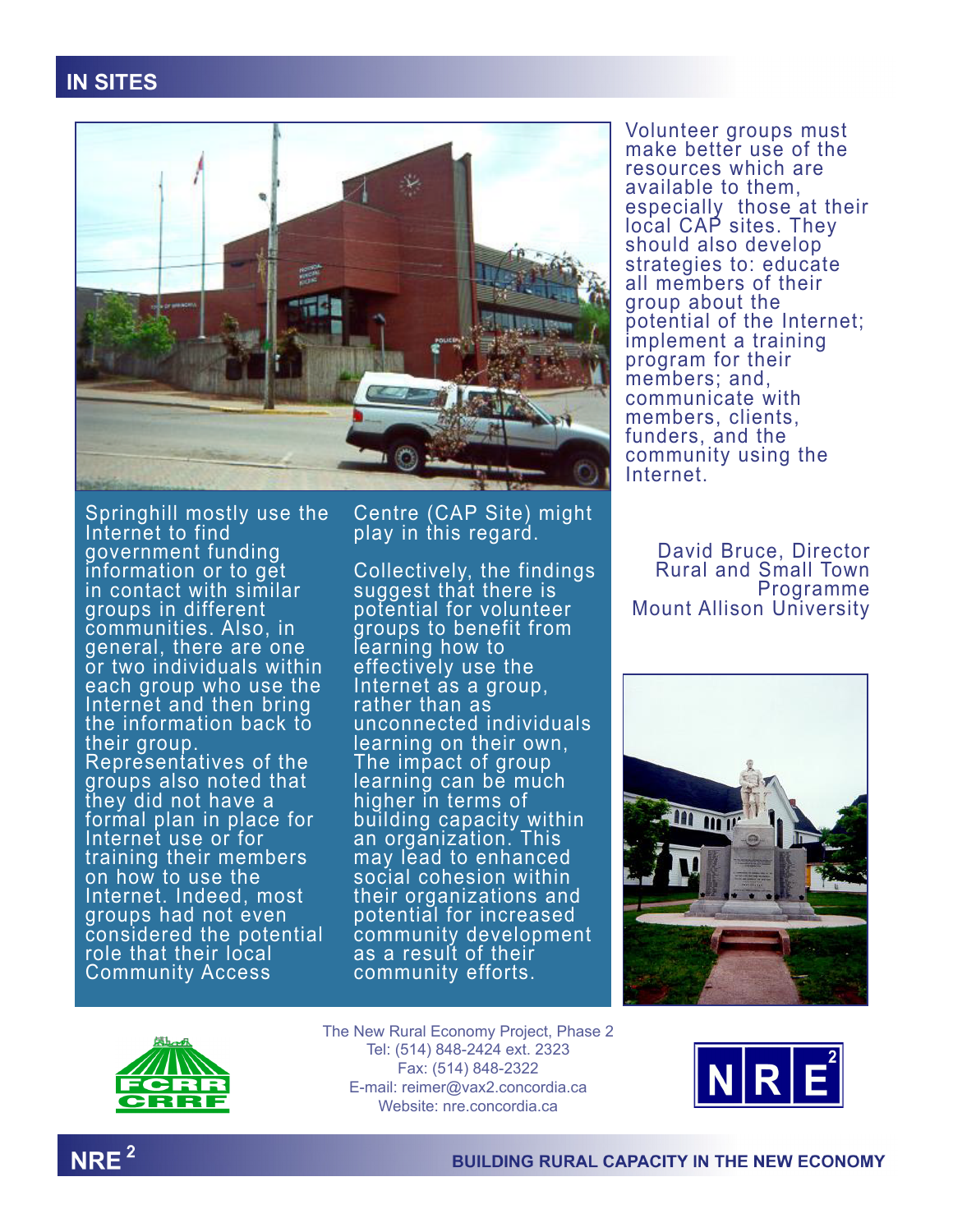## IN SITES

Springhill mostly use the Internet to find government funding information or to get in contact with similar groups in different communities. Also, in general, there are one or two individuals within each group who use the Internet and then bring the information back to their group. Representatives of the groups also noted that they did not have a formal plan in place for Internet use or for training their members on how to use the Internet. Indeed, most groups had not even considered the potential role that their local Community Access Centre (CAP Site) might play in this regard.

Collectively, the findings suggest that there is potential for volunteer groups to benefit from learning how to effectively use the Internet as a group, rather than as unconnected individuals learning on their own. The impact of group learning can be much higher in terms of building capacity within an organization. This may lead to enhanced social cohesion within their organizations and potential for increased community development as a result of their community efforts.

Volunteer groups must make better use of the resources which are available to them, especially those at their local CAP sites. They should also develop strategies to: educate all members of their group about the potential of the Internet; implement a training program for their members; and, communicate with members, clients, funders, and the community using the Internet.

David Bruce, Director
Rural and Small Town Programme
Mount Allison University

The New Rural Economy Project, Phase 2
Tel: (514) 848-2424 ext. 2323
Fax: (514) 848-2322
E-mail: reimer@vax2.concordia.ca
Website: nre.concordia.ca

BUILDING RURAL CAPACITY IN THE NEW ECONOMY